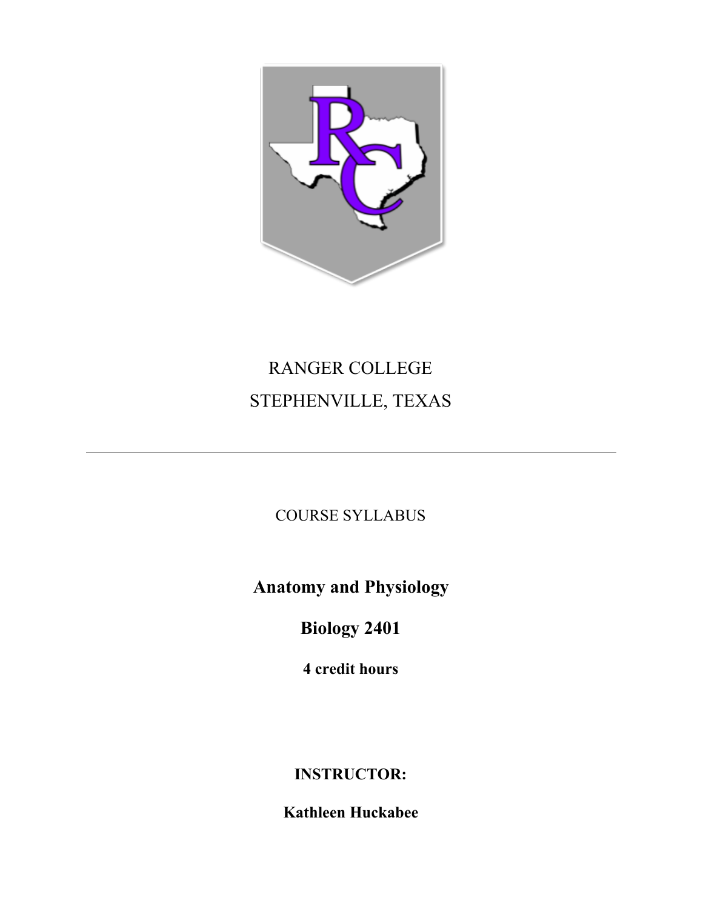RANGER COLLEGE

STEPHENVILLE, TEXAS

---

COURSE SYLLABUS

# Anatomy and Physiology

# Biology 2401

**4 credit hours**

**INSTRUCTOR:**

**Kathleen Huckabee**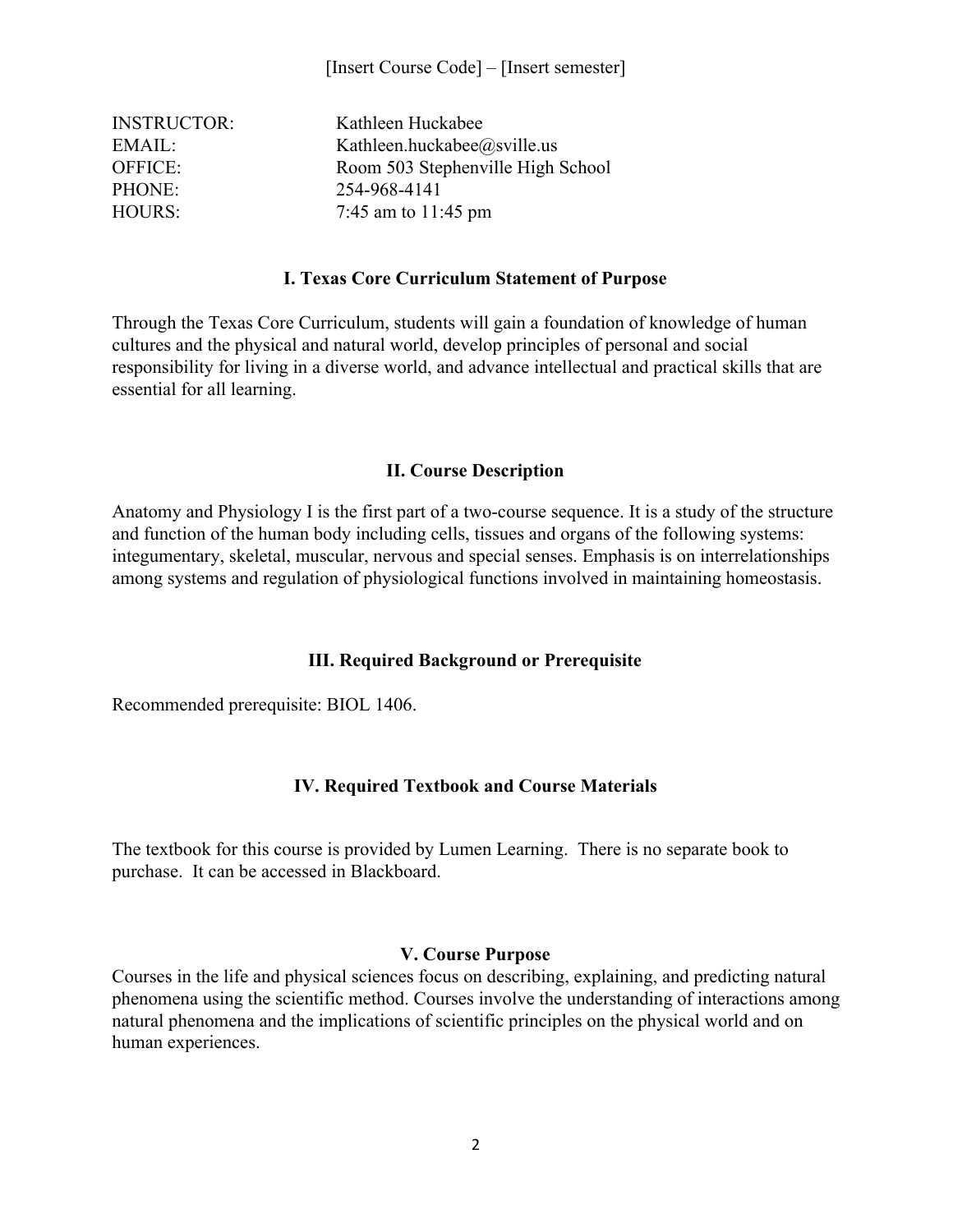[Insert Course Code] – [Insert semester]

| | |
|---|---|
| INSTRUCTOR: | Kathleen Huckabee |
| EMAIL: | Kathleen.huckabee@sville.us |
| OFFICE: | Room 503 Stephenville High School |
| PHONE: | 254-968-4141 |
| HOURS: | 7:45 am to 11:45 pm |

## I. Texas Core Curriculum Statement of Purpose

Through the Texas Core Curriculum, students will gain a foundation of knowledge of human cultures and the physical and natural world, develop principles of personal and social responsibility for living in a diverse world, and advance intellectual and practical skills that are essential for all learning.

## II. Course Description

Anatomy and Physiology I is the first part of a two-course sequence. It is a study of the structure and function of the human body including cells, tissues and organs of the following systems: integumentary, skeletal, muscular, nervous and special senses. Emphasis is on interrelationships among systems and regulation of physiological functions involved in maintaining homeostasis.

## III. Required Background or Prerequisite

Recommended prerequisite: BIOL 1406.

## IV. Required Textbook and Course Materials

The textbook for this course is provided by Lumen Learning. There is no separate book to purchase. It can be accessed in Blackboard.

## V. Course Purpose

Courses in the life and physical sciences focus on describing, explaining, and predicting natural phenomena using the scientific method. Courses involve the understanding of interactions among natural phenomena and the implications of scientific principles on the physical world and on human experiences.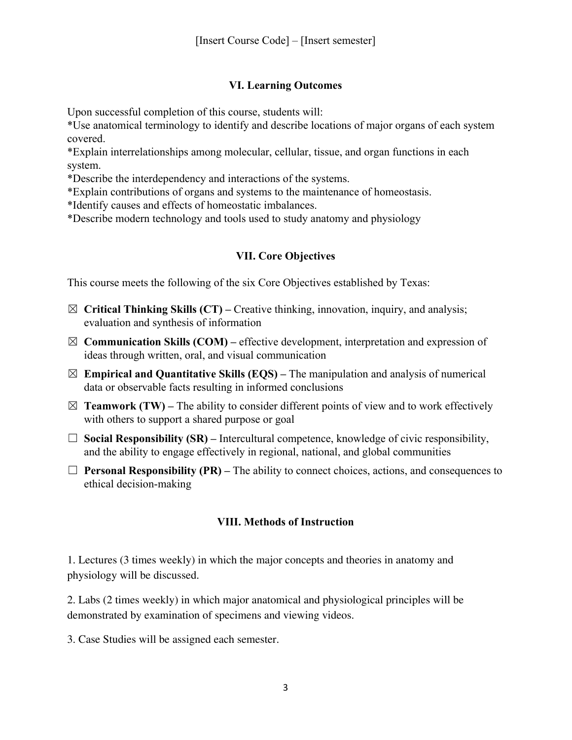## VI. Learning Outcomes

Upon successful completion of this course, students will:
*Use anatomical terminology to identify and describe locations of major organs of each system covered.
*Explain interrelationships among molecular, cellular, tissue, and organ functions in each system.
*Describe the interdependency and interactions of the systems.
*Explain contributions of organs and systems to the maintenance of homeostasis.
*Identify causes and effects of homeostatic imbalances.
*Describe modern technology and tools used to study anatomy and physiology

## VII. Core Objectives

This course meets the following of the six Core Objectives established by Texas:

- ☒ **Critical Thinking Skills (CT) –** Creative thinking, innovation, inquiry, and analysis; evaluation and synthesis of information
- ☒ **Communication Skills (COM) –** effective development, interpretation and expression of ideas through written, oral, and visual communication
- ☒ **Empirical and Quantitative Skills (EQS) –** The manipulation and analysis of numerical data or observable facts resulting in informed conclusions
- ☒ **Teamwork (TW) –** The ability to consider different points of view and to work effectively with others to support a shared purpose or goal
- ☐ **Social Responsibility (SR) –** Intercultural competence, knowledge of civic responsibility, and the ability to engage effectively in regional, national, and global communities
- ☐ **Personal Responsibility (PR) –** The ability to connect choices, actions, and consequences to ethical decision-making

## VIII. Methods of Instruction

1. Lectures (3 times weekly) in which the major concepts and theories in anatomy and physiology will be discussed.

2. Labs (2 times weekly) in which major anatomical and physiological principles will be demonstrated by examination of specimens and viewing videos.

3. Case Studies will be assigned each semester.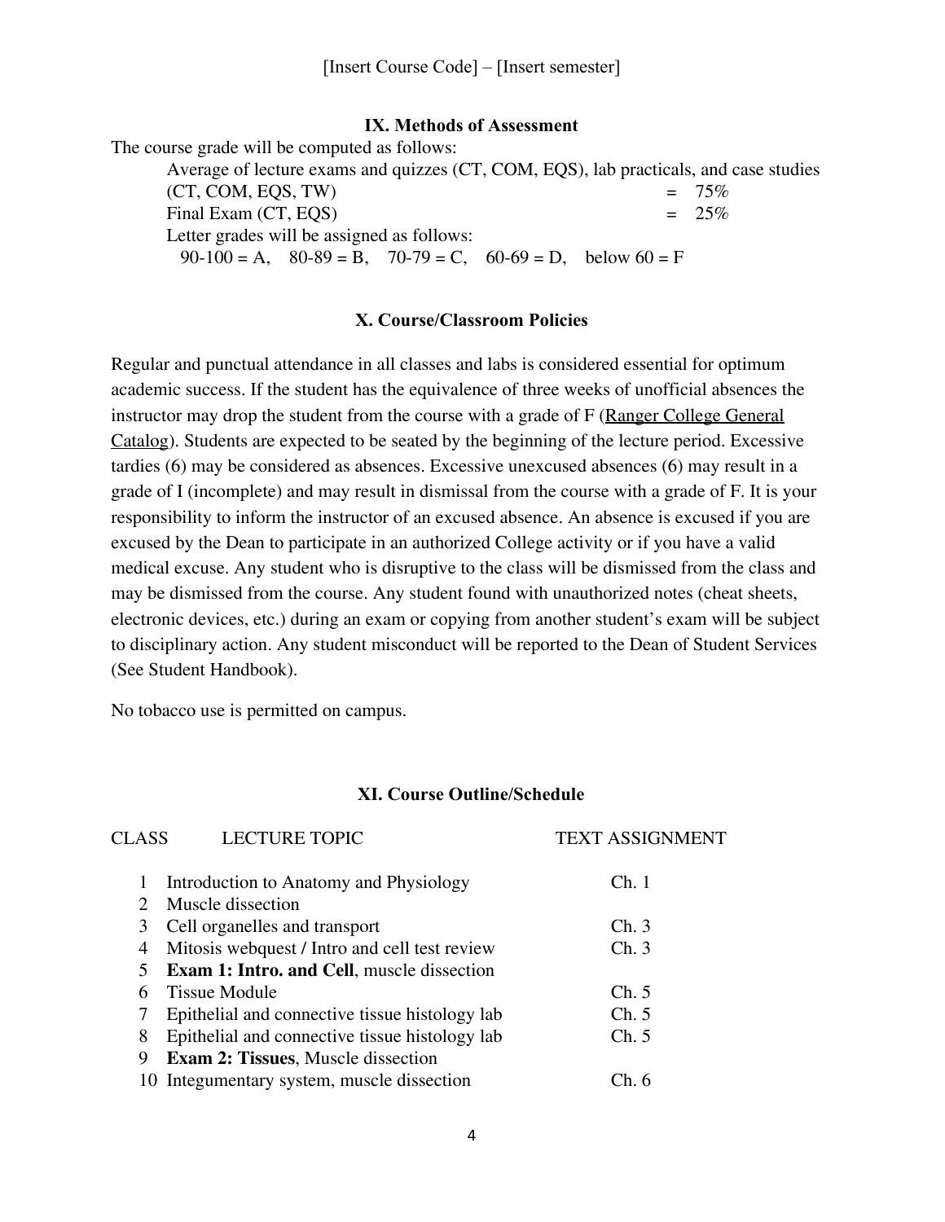### IX. Methods of Assessment

The course grade will be computed as follows:

Average of lecture exams and quizzes (CT, COM, EQS), lab practicals, and case studies (CT, COM, EQS, TW) = 75%

Final Exam (CT, EQS) = 25%

Letter grades will be assigned as follows:

90-100 = A, 80-89 = B, 70-79 = C, 60-69 = D, below 60 = F

### X. Course/Classroom Policies

Regular and punctual attendance in all classes and labs is considered essential for optimum academic success. If the student has the equivalence of three weeks of unofficial absences the instructor may drop the student from the course with a grade of F (Ranger College General Catalog). Students are expected to be seated by the beginning of the lecture period. Excessive tardies (6) may be considered as absences. Excessive unexcused absences (6) may result in a grade of I (incomplete) and may result in dismissal from the course with a grade of F. It is your responsibility to inform the instructor of an excused absence. An absence is excused if you are excused by the Dean to participate in an authorized College activity or if you have a valid medical excuse. Any student who is disruptive to the class will be dismissed from the class and may be dismissed from the course. Any student found with unauthorized notes (cheat sheets, electronic devices, etc.) during an exam or copying from another student's exam will be subject to disciplinary action. Any student misconduct will be reported to the Dean of Student Services (See Student Handbook).

No tobacco use is permitted on campus.

### XI. Course Outline/Schedule

| CLASS | LECTURE TOPIC | TEXT ASSIGNMENT |
|---|---|---|
| 1 | Introduction to Anatomy and Physiology | Ch. 1 |
| 2 | Muscle dissection | |
| 3 | Cell organelles and transport | Ch. 3 |
| 4 | Mitosis webquest / Intro and cell test review | Ch. 3 |
| 5 | **Exam 1: Intro. and Cell**, muscle dissection | |
| 6 | Tissue Module | Ch. 5 |
| 7 | Epithelial and connective tissue histology lab | Ch. 5 |
| 8 | Epithelial and connective tissue histology lab | Ch. 5 |
| 9 | **Exam 2: Tissues**, Muscle dissection | |
| 10 | Integumentary system, muscle dissection | Ch. 6 |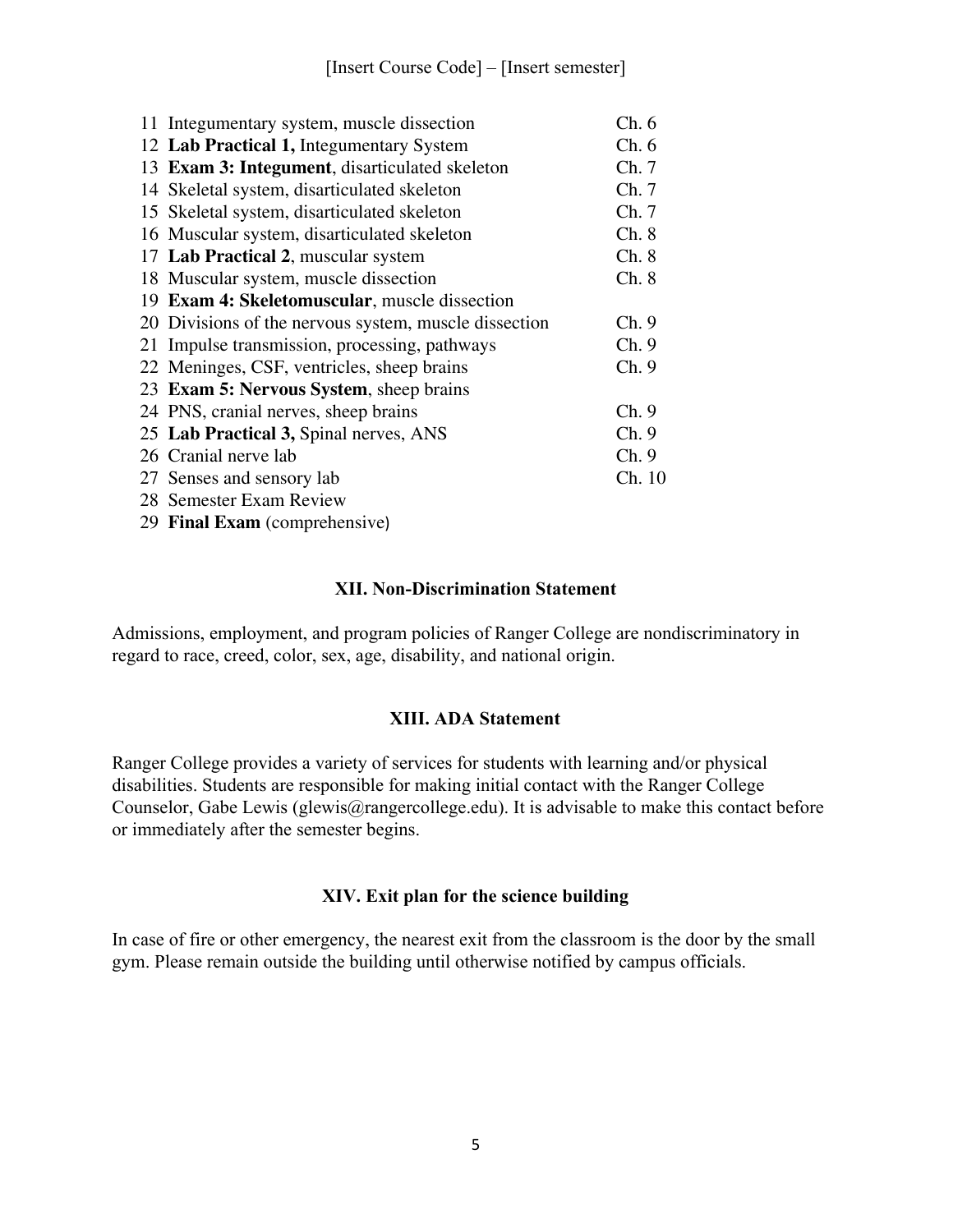| | | |
|---|---|---|
| 11 | Integumentary system, muscle dissection | Ch. 6 |
| 12 | **Lab Practical 1,** Integumentary System | Ch. 6 |
| 13 | **Exam 3: Integument**, disarticulated skeleton | Ch. 7 |
| 14 | Skeletal system, disarticulated skeleton | Ch. 7 |
| 15 | Skeletal system, disarticulated skeleton | Ch. 7 |
| 16 | Muscular system, disarticulated skeleton | Ch. 8 |
| 17 | **Lab Practical 2**, muscular system | Ch. 8 |
| 18 | Muscular system, muscle dissection | Ch. 8 |
| 19 | **Exam 4: Skeletomuscular**, muscle dissection | |
| 20 | Divisions of the nervous system, muscle dissection | Ch. 9 |
| 21 | Impulse transmission, processing, pathways | Ch. 9 |
| 22 | Meninges, CSF, ventricles, sheep brains | Ch. 9 |
| 23 | **Exam 5: Nervous System**, sheep brains | |
| 24 | PNS, cranial nerves, sheep brains | Ch. 9 |
| 25 | **Lab Practical 3,** Spinal nerves, ANS | Ch. 9 |
| 26 | Cranial nerve lab | Ch. 9 |
| 27 | Senses and sensory lab | Ch. 10 |
| 28 | Semester Exam Review | |
| 29 | **Final Exam** (comprehensive) | |

## XII. Non-Discrimination Statement

Admissions, employment, and program policies of Ranger College are nondiscriminatory in regard to race, creed, color, sex, age, disability, and national origin.

## XIII. ADA Statement

Ranger College provides a variety of services for students with learning and/or physical disabilities. Students are responsible for making initial contact with the Ranger College Counselor, Gabe Lewis (glewis@rangercollege.edu). It is advisable to make this contact before or immediately after the semester begins.

## XIV. Exit plan for the science building

In case of fire or other emergency, the nearest exit from the classroom is the door by the small gym. Please remain outside the building until otherwise notified by campus officials.